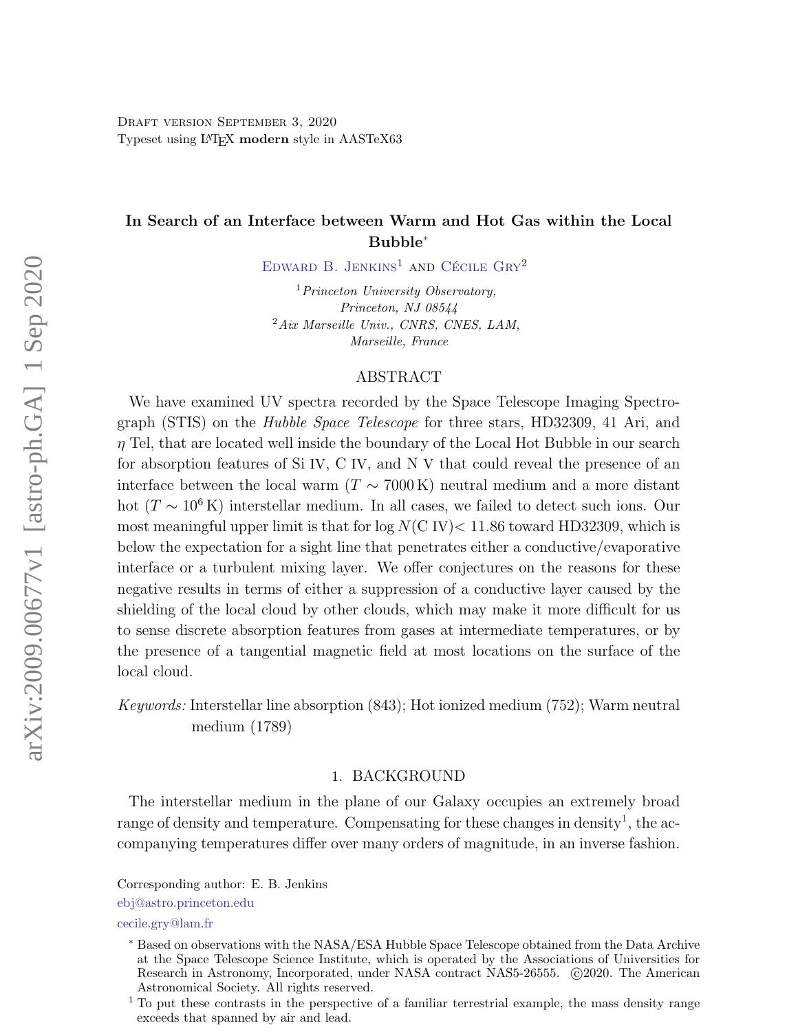Draft version September 3, 2020
Typeset using LaTeX **modern** style in AASTeX63

# In Search of an Interface between Warm and Hot Gas within the Local Bubble*

Edward B. Jenkins[1] and Cécile Gry[2]

[1] *Princeton University Observatory, Princeton, NJ 08544*
[2] *Aix Marseille Univ., CNRS, CNES, LAM, Marseille, France*

## ABSTRACT

We have examined UV spectra recorded by the Space Telescope Imaging Spectrograph (STIS) on the *Hubble Space Telescope* for three stars, HD32309, 41 Ari, and $\eta$ Tel, that are located well inside the boundary of the Local Hot Bubble in our search for absorption features of Si IV, C IV, and N V that could reveal the presence of an interface between the local warm ($T \sim 7000\,$K) neutral medium and a more distant hot ($T \sim 10^6\,$K) interstellar medium. In all cases, we failed to detect such ions. Our most meaningful upper limit is that for $\log N$(C IV)$< 11.86$ toward HD32309, which is below the expectation for a sight line that penetrates either a conductive/evaporative interface or a turbulent mixing layer. We offer conjectures on the reasons for these negative results in terms of either a suppression of a conductive layer caused by the shielding of the local cloud by other clouds, which may make it more difficult for us to sense discrete absorption features from gases at intermediate temperatures, or by the presence of a tangential magnetic field at most locations on the surface of the local cloud.

*Keywords:* Interstellar line absorption (843); Hot ionized medium (752); Warm neutral medium (1789)

## 1. BACKGROUND

The interstellar medium in the plane of our Galaxy occupies an extremely broad range of density and temperature. Compensating for these changes in density[1], the accompanying temperatures differ over many orders of magnitude, in an inverse fashion.

Corresponding author: E. B. Jenkins
ebj@astro.princeton.edu
cecile.gry@lam.fr

* Based on observations with the NASA/ESA Hubble Space Telescope obtained from the Data Archive at the Space Telescope Science Institute, which is operated by the Associations of Universities for Research in Astronomy, Incorporated, under NASA contract NAS5-26555. ©2020. The American Astronomical Society. All rights reserved.

[1] To put these contrasts in the perspective of a familiar terrestrial example, the mass density range exceeds that spanned by air and lead.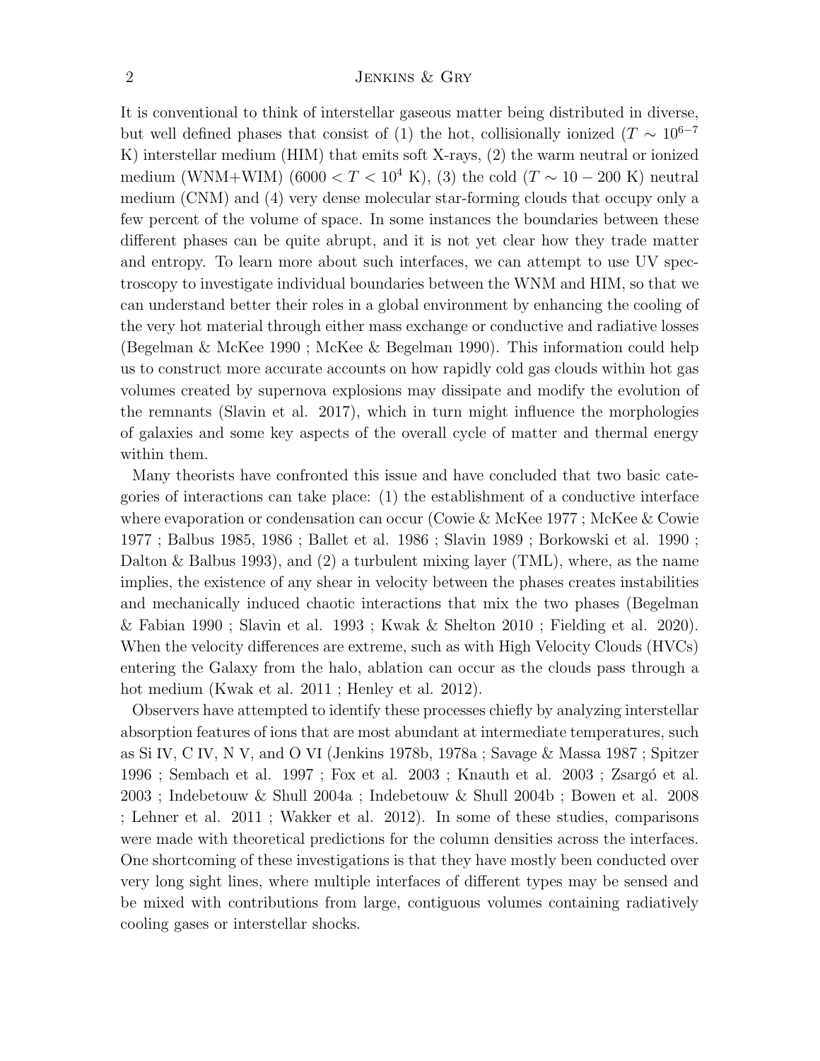It is conventional to think of interstellar gaseous matter being distributed in diverse, but well defined phases that consist of (1) the hot, collisionally ionized ($T \sim 10^{6-7}$ K) interstellar medium (HIM) that emits soft X-rays, (2) the warm neutral or ionized medium (WNM+WIM) ($6000 < T < 10^4$ K), (3) the cold ($T \sim 10 - 200$ K) neutral medium (CNM) and (4) very dense molecular star-forming clouds that occupy only a few percent of the volume of space. In some instances the boundaries between these different phases can be quite abrupt, and it is not yet clear how they trade matter and entropy. To learn more about such interfaces, we can attempt to use UV spectroscopy to investigate individual boundaries between the WNM and HIM, so that we can understand better their roles in a global environment by enhancing the cooling of the very hot material through either mass exchange or conductive and radiative losses (Begelman & McKee 1990 ; McKee & Begelman 1990). This information could help us to construct more accurate accounts on how rapidly cold gas clouds within hot gas volumes created by supernova explosions may dissipate and modify the evolution of the remnants (Slavin et al. 2017), which in turn might influence the morphologies of galaxies and some key aspects of the overall cycle of matter and thermal energy within them.

Many theorists have confronted this issue and have concluded that two basic categories of interactions can take place: (1) the establishment of a conductive interface where evaporation or condensation can occur (Cowie & McKee 1977 ; McKee & Cowie 1977 ; Balbus 1985, 1986 ; Ballet et al. 1986 ; Slavin 1989 ; Borkowski et al. 1990 ; Dalton & Balbus 1993), and (2) a turbulent mixing layer (TML), where, as the name implies, the existence of any shear in velocity between the phases creates instabilities and mechanically induced chaotic interactions that mix the two phases (Begelman & Fabian 1990 ; Slavin et al. 1993 ; Kwak & Shelton 2010 ; Fielding et al. 2020). When the velocity differences are extreme, such as with High Velocity Clouds (HVCs) entering the Galaxy from the halo, ablation can occur as the clouds pass through a hot medium (Kwak et al. 2011 ; Henley et al. 2012).

Observers have attempted to identify these processes chiefly by analyzing interstellar absorption features of ions that are most abundant at intermediate temperatures, such as Si IV, C IV, N V, and O VI (Jenkins 1978b, 1978a ; Savage & Massa 1987 ; Spitzer 1996 ; Sembach et al. 1997 ; Fox et al. 2003 ; Knauth et al. 2003 ; Zsargó et al. 2003 ; Indebetouw & Shull 2004a ; Indebetouw & Shull 2004b ; Bowen et al. 2008 ; Lehner et al. 2011 ; Wakker et al. 2012). In some of these studies, comparisons were made with theoretical predictions for the column densities across the interfaces. One shortcoming of these investigations is that they have mostly been conducted over very long sight lines, where multiple interfaces of different types may be sensed and be mixed with contributions from large, contiguous volumes containing radiatively cooling gases or interstellar shocks.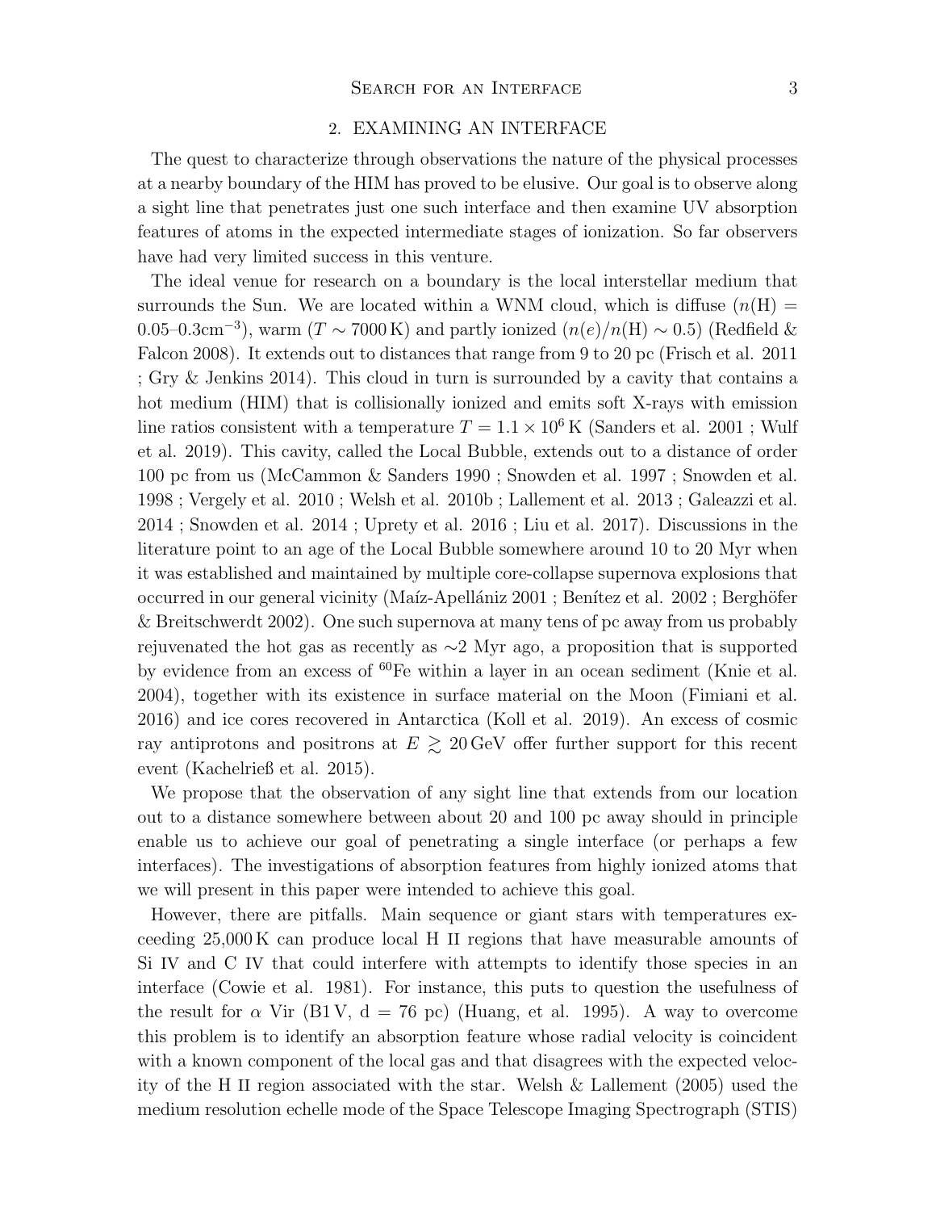## 2. EXAMINING AN INTERFACE

The quest to characterize through observations the nature of the physical processes at a nearby boundary of the HIM has proved to be elusive. Our goal is to observe along a sight line that penetrates just one such interface and then examine UV absorption features of atoms in the expected intermediate stages of ionization. So far observers have had very limited success in this venture.

The ideal venue for research on a boundary is the local interstellar medium that surrounds the Sun. We are located within a WNM cloud, which is diffuse ($n(\mathrm{H}) = 0.05$–$0.3\mathrm{cm}^{-3}$), warm ($T \sim 7000\,\mathrm{K}$) and partly ionized ($n(e)/n(\mathrm{H}) \sim 0.5$) (Redfield & Falcon 2008). It extends out to distances that range from 9 to 20 pc (Frisch et al. 2011 ; Gry & Jenkins 2014). This cloud in turn is surrounded by a cavity that contains a hot medium (HIM) that is collisionally ionized and emits soft X-rays with emission line ratios consistent with a temperature $T = 1.1 \times 10^6\,\mathrm{K}$ (Sanders et al. 2001 ; Wulf et al. 2019). This cavity, called the Local Bubble, extends out to a distance of order 100 pc from us (McCammon & Sanders 1990 ; Snowden et al. 1997 ; Snowden et al. 1998 ; Vergely et al. 2010 ; Welsh et al. 2010b ; Lallement et al. 2013 ; Galeazzi et al. 2014 ; Snowden et al. 2014 ; Uprety et al. 2016 ; Liu et al. 2017). Discussions in the literature point to an age of the Local Bubble somewhere around 10 to 20 Myr when it was established and maintained by multiple core-collapse supernova explosions that occurred in our general vicinity (Maíz-Apellániz 2001 ; Benítez et al. 2002 ; Berghöfer & Breitschwerdt 2002). One such supernova at many tens of pc away from us probably rejuvenated the hot gas as recently as ∼2 Myr ago, a proposition that is supported by evidence from an excess of $^{60}$Fe within a layer in an ocean sediment (Knie et al. 2004), together with its existence in surface material on the Moon (Fimiani et al. 2016) and ice cores recovered in Antarctica (Koll et al. 2019). An excess of cosmic ray antiprotons and positrons at $E \gtrsim 20\,\mathrm{GeV}$ offer further support for this recent event (Kachelrieß et al. 2015).

We propose that the observation of any sight line that extends from our location out to a distance somewhere between about 20 and 100 pc away should in principle enable us to achieve our goal of penetrating a single interface (or perhaps a few interfaces). The investigations of absorption features from highly ionized atoms that we will present in this paper were intended to achieve this goal.

However, there are pitfalls. Main sequence or giant stars with temperatures exceeding 25,000 K can produce local H II regions that have measurable amounts of Si IV and C IV that could interfere with attempts to identify those species in an interface (Cowie et al. 1981). For instance, this puts to question the usefulness of the result for $\alpha$ Vir (B1 V, d = 76 pc) (Huang, et al. 1995). A way to overcome this problem is to identify an absorption feature whose radial velocity is coincident with a known component of the local gas and that disagrees with the expected velocity of the H II region associated with the star. Welsh & Lallement (2005) used the medium resolution echelle mode of the Space Telescope Imaging Spectrograph (STIS)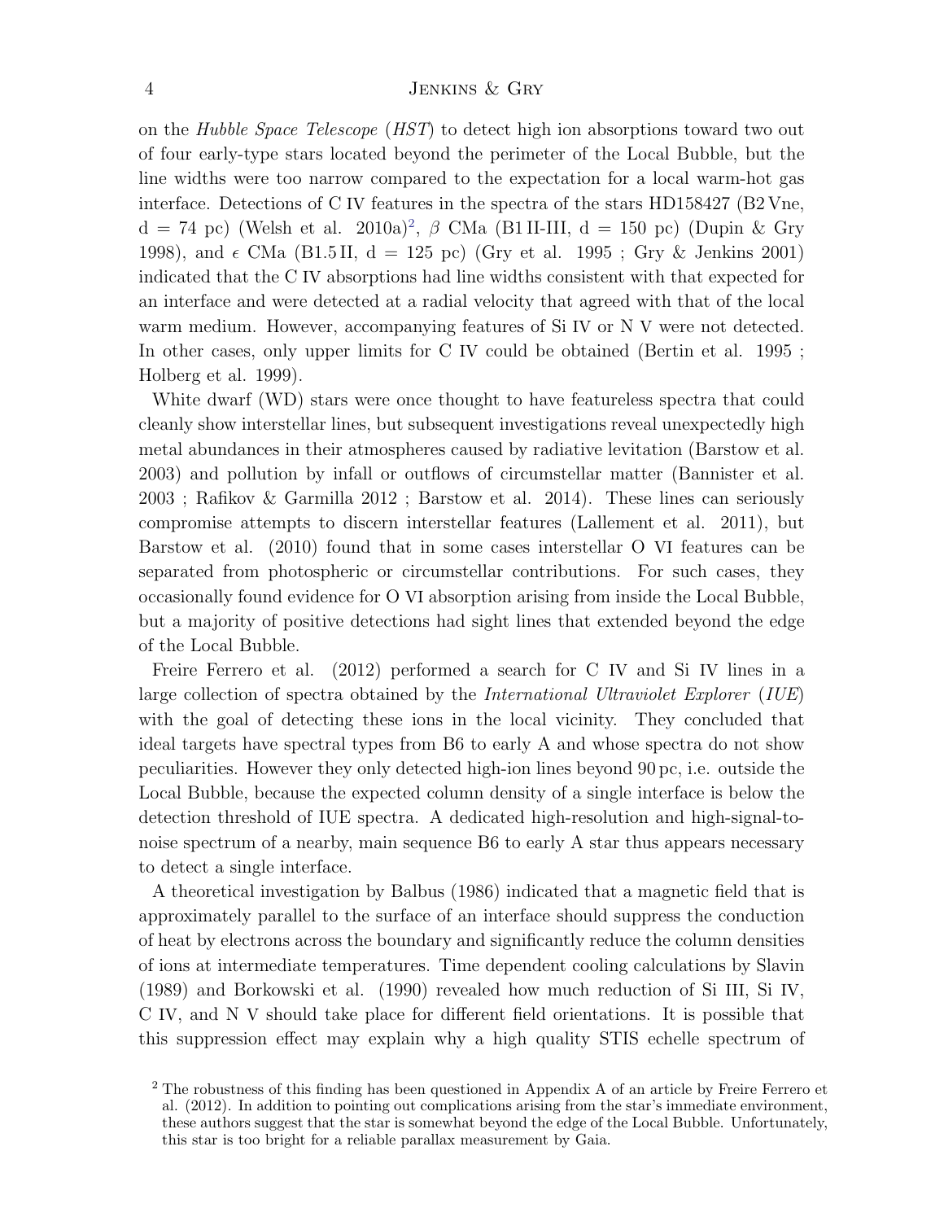on the *Hubble Space Telescope* (*HST*) to detect high ion absorptions toward two out of four early-type stars located beyond the perimeter of the Local Bubble, but the line widths were too narrow compared to the expectation for a local warm-hot gas interface. Detections of C IV features in the spectra of the stars HD158427 (B2 Vne, d = 74 pc) (Welsh et al. 2010a)[2], $\beta$ CMa (B1 II-III, d = 150 pc) (Dupin & Gry 1998), and $\epsilon$ CMa (B1.5 II, d = 125 pc) (Gry et al. 1995 ; Gry & Jenkins 2001) indicated that the C IV absorptions had line widths consistent with that expected for an interface and were detected at a radial velocity that agreed with that of the local warm medium. However, accompanying features of Si IV or N V were not detected. In other cases, only upper limits for C IV could be obtained (Bertin et al. 1995 ; Holberg et al. 1999).

White dwarf (WD) stars were once thought to have featureless spectra that could cleanly show interstellar lines, but subsequent investigations reveal unexpectedly high metal abundances in their atmospheres caused by radiative levitation (Barstow et al. 2003) and pollution by infall or outflows of circumstellar matter (Bannister et al. 2003 ; Rafikov & Garmilla 2012 ; Barstow et al. 2014). These lines can seriously compromise attempts to discern interstellar features (Lallement et al. 2011), but Barstow et al. (2010) found that in some cases interstellar O VI features can be separated from photospheric or circumstellar contributions. For such cases, they occasionally found evidence for O VI absorption arising from inside the Local Bubble, but a majority of positive detections had sight lines that extended beyond the edge of the Local Bubble.

Freire Ferrero et al. (2012) performed a search for C IV and Si IV lines in a large collection of spectra obtained by the *International Ultraviolet Explorer* (*IUE*) with the goal of detecting these ions in the local vicinity. They concluded that ideal targets have spectral types from B6 to early A and whose spectra do not show peculiarities. However they only detected high-ion lines beyond 90 pc, i.e. outside the Local Bubble, because the expected column density of a single interface is below the detection threshold of IUE spectra. A dedicated high-resolution and high-signal-to-noise spectrum of a nearby, main sequence B6 to early A star thus appears necessary to detect a single interface.

A theoretical investigation by Balbus (1986) indicated that a magnetic field that is approximately parallel to the surface of an interface should suppress the conduction of heat by electrons across the boundary and significantly reduce the column densities of ions at intermediate temperatures. Time dependent cooling calculations by Slavin (1989) and Borkowski et al. (1990) revealed how much reduction of Si III, Si IV, C IV, and N V should take place for different field orientations. It is possible that this suppression effect may explain why a high quality STIS echelle spectrum of

[2] The robustness of this finding has been questioned in Appendix A of an article by Freire Ferrero et al. (2012). In addition to pointing out complications arising from the star's immediate environment, these authors suggest that the star is somewhat beyond the edge of the Local Bubble. Unfortunately, this star is too bright for a reliable parallax measurement by Gaia.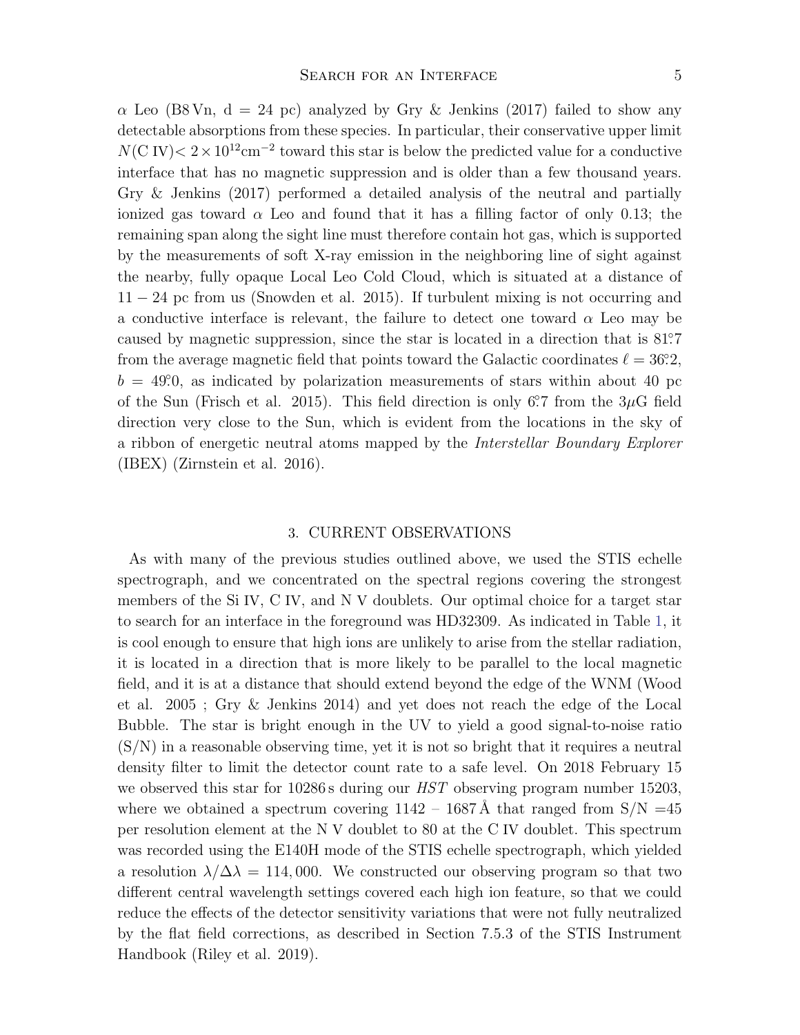$\alpha$ Leo (B8 Vn, d = 24 pc) analyzed by Gry & Jenkins (2017) failed to show any detectable absorptions from these species. In particular, their conservative upper limit $N$(C IV)$< 2\times10^{12}$cm$^{-2}$ toward this star is below the predicted value for a conductive interface that has no magnetic suppression and is older than a few thousand years. Gry & Jenkins (2017) performed a detailed analysis of the neutral and partially ionized gas toward $\alpha$ Leo and found that it has a filling factor of only 0.13; the remaining span along the sight line must therefore contain hot gas, which is supported by the measurements of soft X-ray emission in the neighboring line of sight against the nearby, fully opaque Local Leo Cold Cloud, which is situated at a distance of $11-24$ pc from us (Snowden et al. 2015). If turbulent mixing is not occurring and a conductive interface is relevant, the failure to detect one toward $\alpha$ Leo may be caused by magnetic suppression, since the star is located in a direction that is 81.°7 from the average magnetic field that points toward the Galactic coordinates $\ell = 36.°2$, $b = 49.°0$, as indicated by polarization measurements of stars within about 40 pc of the Sun (Frisch et al. 2015). This field direction is only 6.°7 from the $3\mu$G field direction very close to the Sun, which is evident from the locations in the sky of a ribbon of energetic neutral atoms mapped by the *Interstellar Boundary Explorer* (IBEX) (Zirnstein et al. 2016).

## 3. CURRENT OBSERVATIONS

As with many of the previous studies outlined above, we used the STIS echelle spectrograph, and we concentrated on the spectral regions covering the strongest members of the Si IV, C IV, and N V doublets. Our optimal choice for a target star to search for an interface in the foreground was HD32309. As indicated in Table 1, it is cool enough to ensure that high ions are unlikely to arise from the stellar radiation, it is located in a direction that is more likely to be parallel to the local magnetic field, and it is at a distance that should extend beyond the edge of the WNM (Wood et al. 2005 ; Gry & Jenkins 2014) and yet does not reach the edge of the Local Bubble. The star is bright enough in the UV to yield a good signal-to-noise ratio (S/N) in a reasonable observing time, yet it is not so bright that it requires a neutral density filter to limit the detector count rate to a safe level. On 2018 February 15 we observed this star for 10286 s during our *HST* observing program number 15203, where we obtained a spectrum covering 1142 – 1687 Å that ranged from S/N =45 per resolution element at the N V doublet to 80 at the C IV doublet. This spectrum was recorded using the E140H mode of the STIS echelle spectrograph, which yielded a resolution $\lambda/\Delta\lambda = 114,000$. We constructed our observing program so that two different central wavelength settings covered each high ion feature, so that we could reduce the effects of the detector sensitivity variations that were not fully neutralized by the flat field corrections, as described in Section 7.5.3 of the STIS Instrument Handbook (Riley et al. 2019).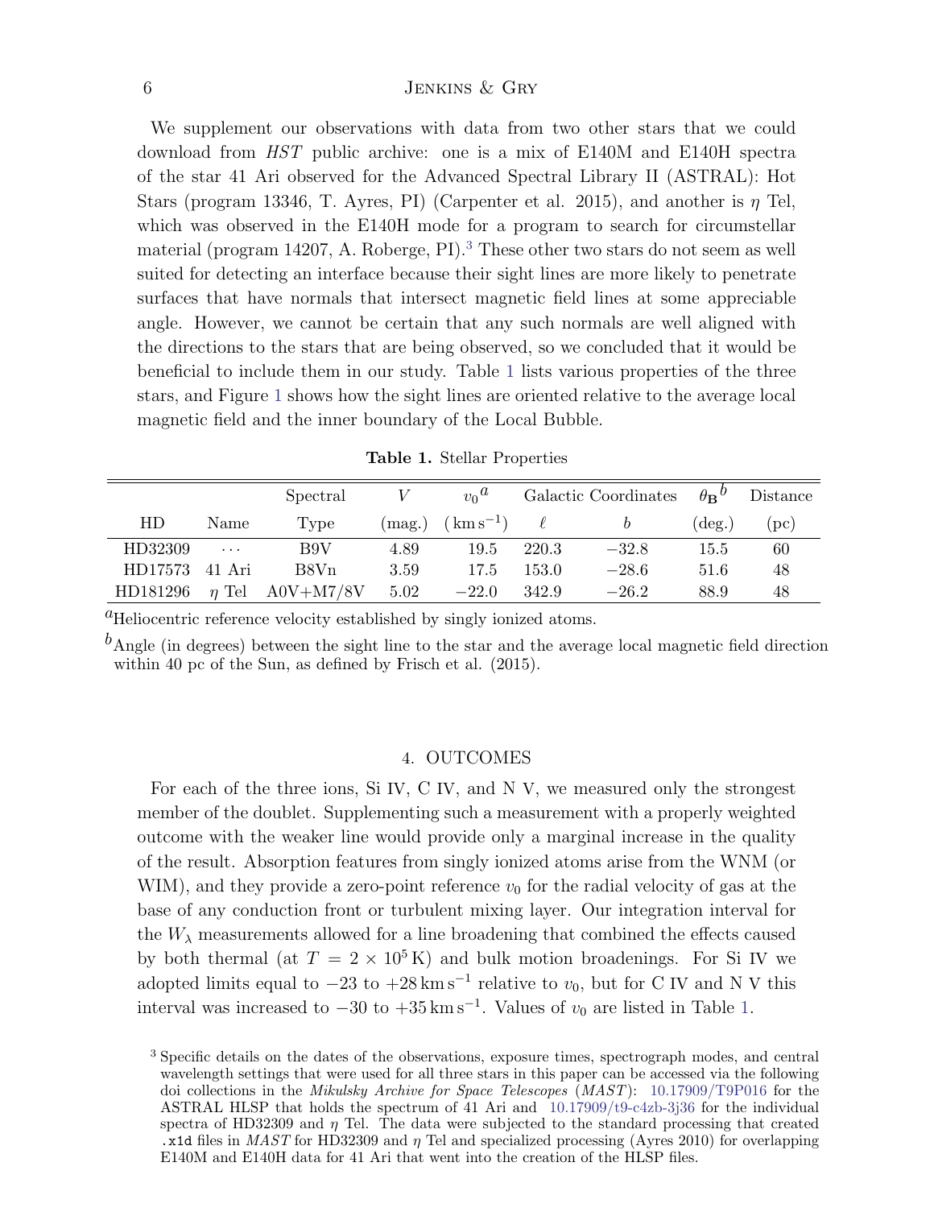We supplement our observations with data from two other stars that we could download from *HST* public archive: one is a mix of E140M and E140H spectra of the star 41 Ari observed for the Advanced Spectral Library II (ASTRAL): Hot Stars (program 13346, T. Ayres, PI) (Carpenter et al. 2015), and another is $\eta$ Tel, which was observed in the E140H mode for a program to search for circumstellar material (program 14207, A. Roberge, PI).[3] These other two stars do not seem as well suited for detecting an interface because their sight lines are more likely to penetrate surfaces that have normals that intersect magnetic field lines at some appreciable angle. However, we cannot be certain that any such normals are well aligned with the directions to the stars that are being observed, so we concluded that it would be beneficial to include them in our study. Table 1 lists various properties of the three stars, and Figure 1 shows how the sight lines are oriented relative to the average local magnetic field and the inner boundary of the Local Bubble.

**Table 1.** Stellar Properties

| HD | Name | Spectral Type | $V$ (mag.) | $v_0$[a] (km s$^{-1}$) | Galactic Coordinates $\ell$ | $b$ | $\theta_{\mathbf{B}}$[b] (deg.) | Distance (pc) |
|---|---|---|---|---|---|---|---|---|
| HD32309 | ··· | B9V | 4.89 | 19.5 | 220.3 | −32.8 | 15.5 | 60 |
| HD17573 | 41 Ari | B8Vn | 3.59 | 17.5 | 153.0 | −28.6 | 51.6 | 48 |
| HD181296 | $\eta$ Tel | A0V+M7/8V | 5.02 | −22.0 | 342.9 | −26.2 | 88.9 | 48 |

[a] Heliocentric reference velocity established by singly ionized atoms.

[b] Angle (in degrees) between the sight line to the star and the average local magnetic field direction within 40 pc of the Sun, as defined by Frisch et al. (2015).

## 4. OUTCOMES

For each of the three ions, Si IV, C IV, and N V, we measured only the strongest member of the doublet. Supplementing such a measurement with a properly weighted outcome with the weaker line would provide only a marginal increase in the quality of the result. Absorption features from singly ionized atoms arise from the WNM (or WIM), and they provide a zero-point reference $v_0$ for the radial velocity of gas at the base of any conduction front or turbulent mixing layer. Our integration interval for the $W_\lambda$ measurements allowed for a line broadening that combined the effects caused by both thermal (at $T = 2 \times 10^5$ K) and bulk motion broadenings. For Si IV we adopted limits equal to −23 to +28 km s$^{-1}$ relative to $v_0$, but for C IV and N V this interval was increased to −30 to +35 km s$^{-1}$. Values of $v_0$ are listed in Table 1.

[3] Specific details on the dates of the observations, exposure times, spectrograph modes, and central wavelength settings that were used for all three stars in this paper can be accessed via the following doi collections in the *Mikulsky Archive for Space Telescopes* (*MAST*): 10.17909/T9P016 for the ASTRAL HLSP that holds the spectrum of 41 Ari and 10.17909/t9-c4zb-3j36 for the individual spectra of HD32309 and $\eta$ Tel. The data were subjected to the standard processing that created `.x1d` files in *MAST* for HD32309 and $\eta$ Tel and specialized processing (Ayres 2010) for overlapping E140M and E140H data for 41 Ari that went into the creation of the HLSP files.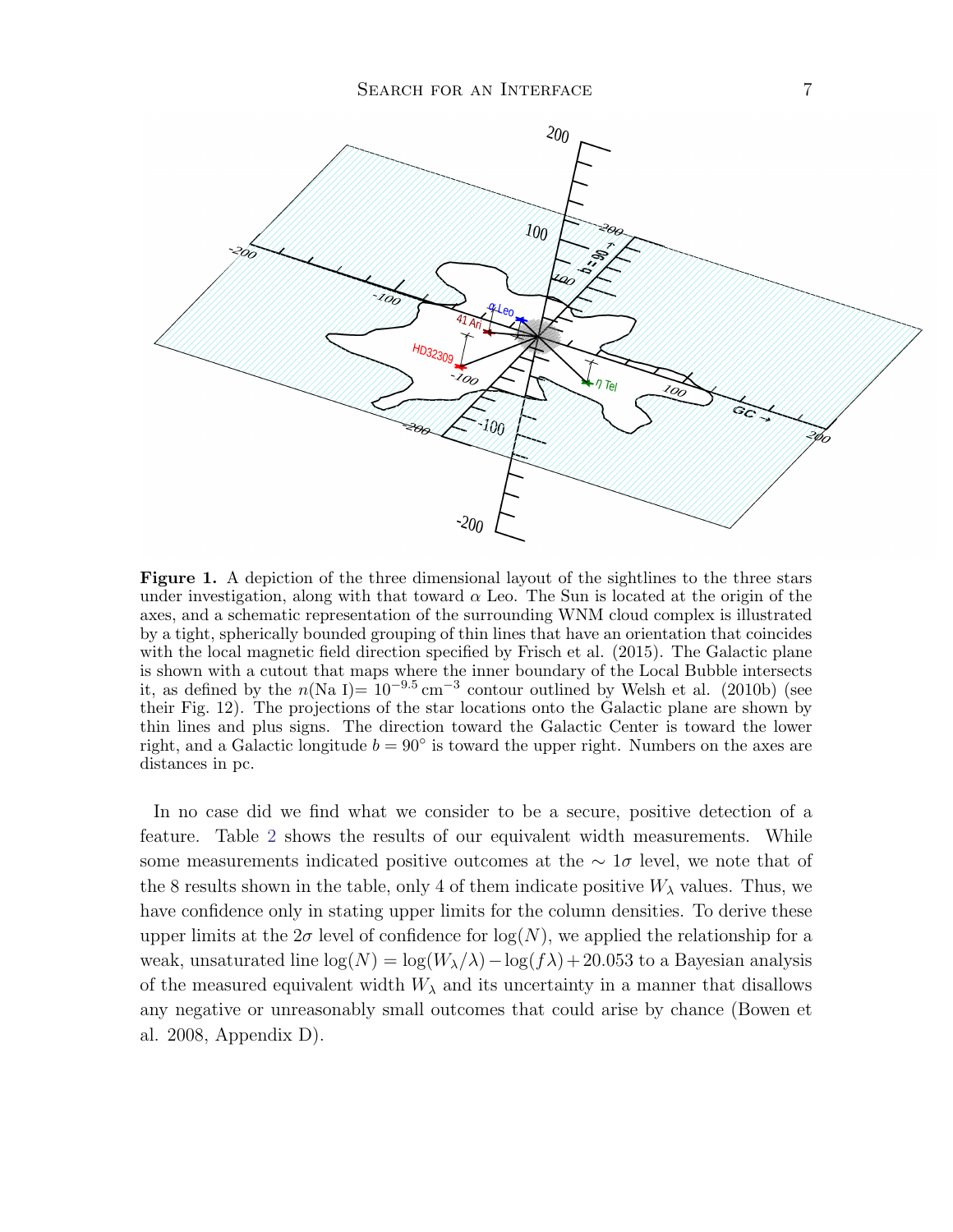**Figure 1.** A depiction of the three dimensional layout of the sightlines to the three stars under investigation, along with that toward $\alpha$ Leo. The Sun is located at the origin of the axes, and a schematic representation of the surrounding WNM cloud complex is illustrated by a tight, spherically bounded grouping of thin lines that have an orientation that coincides with the local magnetic field direction specified by Frisch et al. (2015). The Galactic plane is shown with a cutout that maps where the inner boundary of the Local Bubble intersects it, as defined by the $n(\text{Na I}) = 10^{-9.5}\,\text{cm}^{-3}$ contour outlined by Welsh et al. (2010b) (see their Fig. 12). The projections of the star locations onto the Galactic plane are shown by thin lines and plus signs. The direction toward the Galactic Center is toward the lower right, and a Galactic longitude $b = 90^{\circ}$ is toward the upper right. Numbers on the axes are distances in pc.

In no case did we find what we consider to be a secure, positive detection of a feature. Table 2 shows the results of our equivalent width measurements. While some measurements indicated positive outcomes at the $\sim 1\sigma$ level, we note that of the 8 results shown in the table, only 4 of them indicate positive $W_{\lambda}$ values. Thus, we have confidence only in stating upper limits for the column densities. To derive these upper limits at the $2\sigma$ level of confidence for $\log(N)$, we applied the relationship for a weak, unsaturated line $\log(N) = \log(W_{\lambda}/\lambda) - \log(f\lambda) + 20.053$ to a Bayesian analysis of the measured equivalent width $W_{\lambda}$ and its uncertainty in a manner that disallows any negative or unreasonably small outcomes that could arise by chance (Bowen et al. 2008, Appendix D).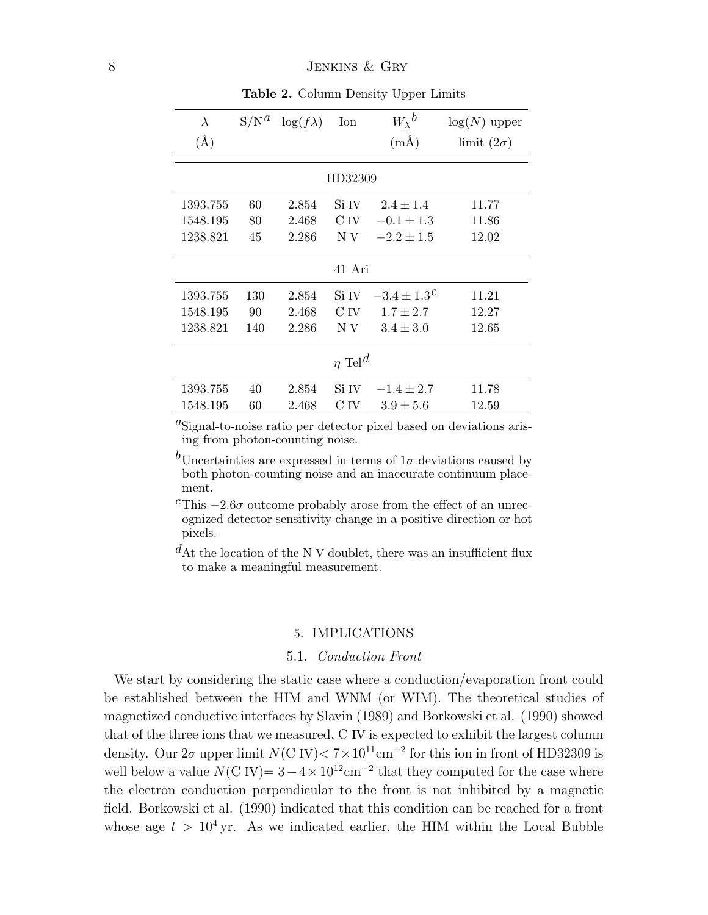**Table 2.** Column Density Upper Limits

| $\lambda$ (Å) | S/N[a] | $\log(f\lambda)$ | Ion | $W_\lambda$[b] (mÅ) | $\log(N)$ upper limit ($2\sigma$) |
|---|---|---|---|---|---|
| | | | HD32309 | | |
| 1393.755 | 60 | 2.854 | Si IV | $2.4 \pm 1.4$ | 11.77 |
| 1548.195 | 80 | 2.468 | C IV | $-0.1 \pm 1.3$ | 11.86 |
| 1238.821 | 45 | 2.286 | N V | $-2.2 \pm 1.5$ | 12.02 |
| | | | 41 Ari | | |
| 1393.755 | 130 | 2.854 | Si IV | $-3.4 \pm 1.3$[c] | 11.21 |
| 1548.195 | 90 | 2.468 | C IV | $1.7 \pm 2.7$ | 12.27 |
| 1238.821 | 140 | 2.286 | N V | $3.4 \pm 3.0$ | 12.65 |
| | | | $\eta$ Tel[d] | | |
| 1393.755 | 40 | 2.854 | Si IV | $-1.4 \pm 2.7$ | 11.78 |
| 1548.195 | 60 | 2.468 | C IV | $3.9 \pm 5.6$ | 12.59 |

[a]Signal-to-noise ratio per detector pixel based on deviations arising from photon-counting noise.

[b]Uncertainties are expressed in terms of $1\sigma$ deviations caused by both photon-counting noise and an inaccurate continuum placement.

[c]This $-2.6\sigma$ outcome probably arose from the effect of an unrecognized detector sensitivity change in a positive direction or hot pixels.

[d]At the location of the N V doublet, there was an insufficient flux to make a meaningful measurement.

## 5. IMPLICATIONS

### 5.1. *Conduction Front*

We start by considering the static case where a conduction/evaporation front could be established between the HIM and WNM (or WIM). The theoretical studies of magnetized conductive interfaces by Slavin (1989) and Borkowski et al. (1990) showed that of the three ions that we measured, C IV is expected to exhibit the largest column density. Our $2\sigma$ upper limit $N(\text{C IV}) < 7 \times 10^{11}\text{cm}^{-2}$ for this ion in front of HD32309 is well below a value $N(\text{C IV}) = 3 - 4 \times 10^{12}\text{cm}^{-2}$ that they computed for the case where the electron conduction perpendicular to the front is not inhibited by a magnetic field. Borkowski et al. (1990) indicated that this condition can be reached for a front whose age $t > 10^4\,\text{yr}$. As we indicated earlier, the HIM within the Local Bubble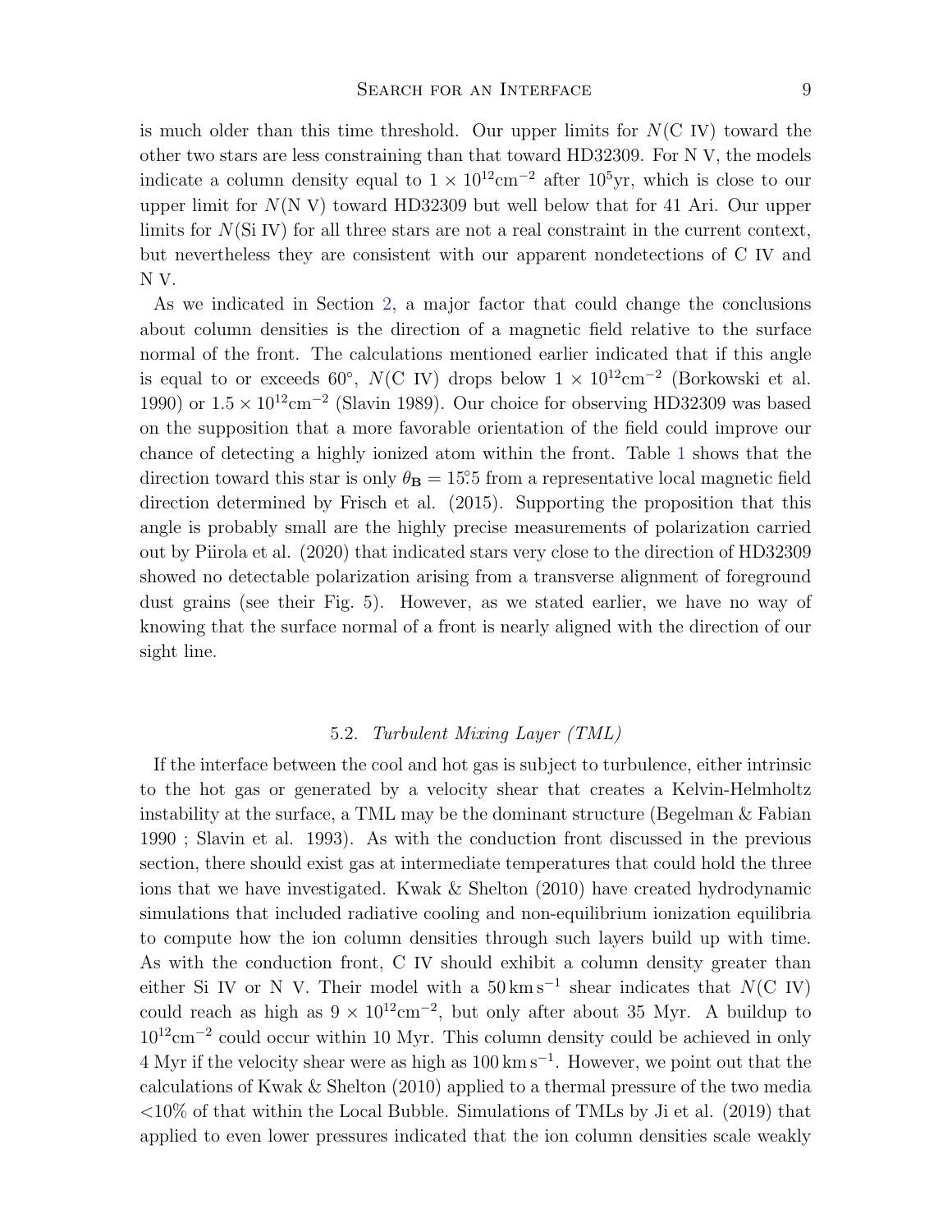is much older than this time threshold. Our upper limits for $N$(C IV) toward the other two stars are less constraining than that toward HD32309. For N V, the models indicate a column density equal to $1 \times 10^{12}\mathrm{cm}^{-2}$ after $10^5$yr, which is close to our upper limit for $N$(N V) toward HD32309 but well below that for 41 Ari. Our upper limits for $N$(Si IV) for all three stars are not a real constraint in the current context, but nevertheless they are consistent with our apparent nondetections of C IV and N V.

As we indicated in Section 2, a major factor that could change the conclusions about column densities is the direction of a magnetic field relative to the surface normal of the front. The calculations mentioned earlier indicated that if this angle is equal to or exceeds 60°, $N$(C IV) drops below $1 \times 10^{12}\mathrm{cm}^{-2}$ (Borkowski et al. 1990) or $1.5 \times 10^{12}\mathrm{cm}^{-2}$ (Slavin 1989). Our choice for observing HD32309 was based on the supposition that a more favorable orientation of the field could improve our chance of detecting a highly ionized atom within the front. Table 1 shows that the direction toward this star is only $\theta_{\mathbf{B}} = 15\overset{\circ}{.}5$ from a representative local magnetic field direction determined by Frisch et al. (2015). Supporting the proposition that this angle is probably small are the highly precise measurements of polarization carried out by Piirola et al. (2020) that indicated stars very close to the direction of HD32309 showed no detectable polarization arising from a transverse alignment of foreground dust grains (see their Fig. 5). However, as we stated earlier, we have no way of knowing that the surface normal of a front is nearly aligned with the direction of our sight line.

### 5.2. *Turbulent Mixing Layer (TML)*

If the interface between the cool and hot gas is subject to turbulence, either intrinsic to the hot gas or generated by a velocity shear that creates a Kelvin-Helmholtz instability at the surface, a TML may be the dominant structure (Begelman & Fabian 1990 ; Slavin et al. 1993). As with the conduction front discussed in the previous section, there should exist gas at intermediate temperatures that could hold the three ions that we have investigated. Kwak & Shelton (2010) have created hydrodynamic simulations that included radiative cooling and non-equilibrium ionization equilibria to compute how the ion column densities through such layers build up with time. As with the conduction front, C IV should exhibit a column density greater than either Si IV or N V. Their model with a $50\,\mathrm{km\,s^{-1}}$ shear indicates that $N$(C IV) could reach as high as $9 \times 10^{12}\mathrm{cm}^{-2}$, but only after about 35 Myr. A buildup to $10^{12}\mathrm{cm}^{-2}$ could occur within 10 Myr. This column density could be achieved in only 4 Myr if the velocity shear were as high as $100\,\mathrm{km\,s^{-1}}$. However, we point out that the calculations of Kwak & Shelton (2010) applied to a thermal pressure of the two media <10% of that within the Local Bubble. Simulations of TMLs by Ji et al. (2019) that applied to even lower pressures indicated that the ion column densities scale weakly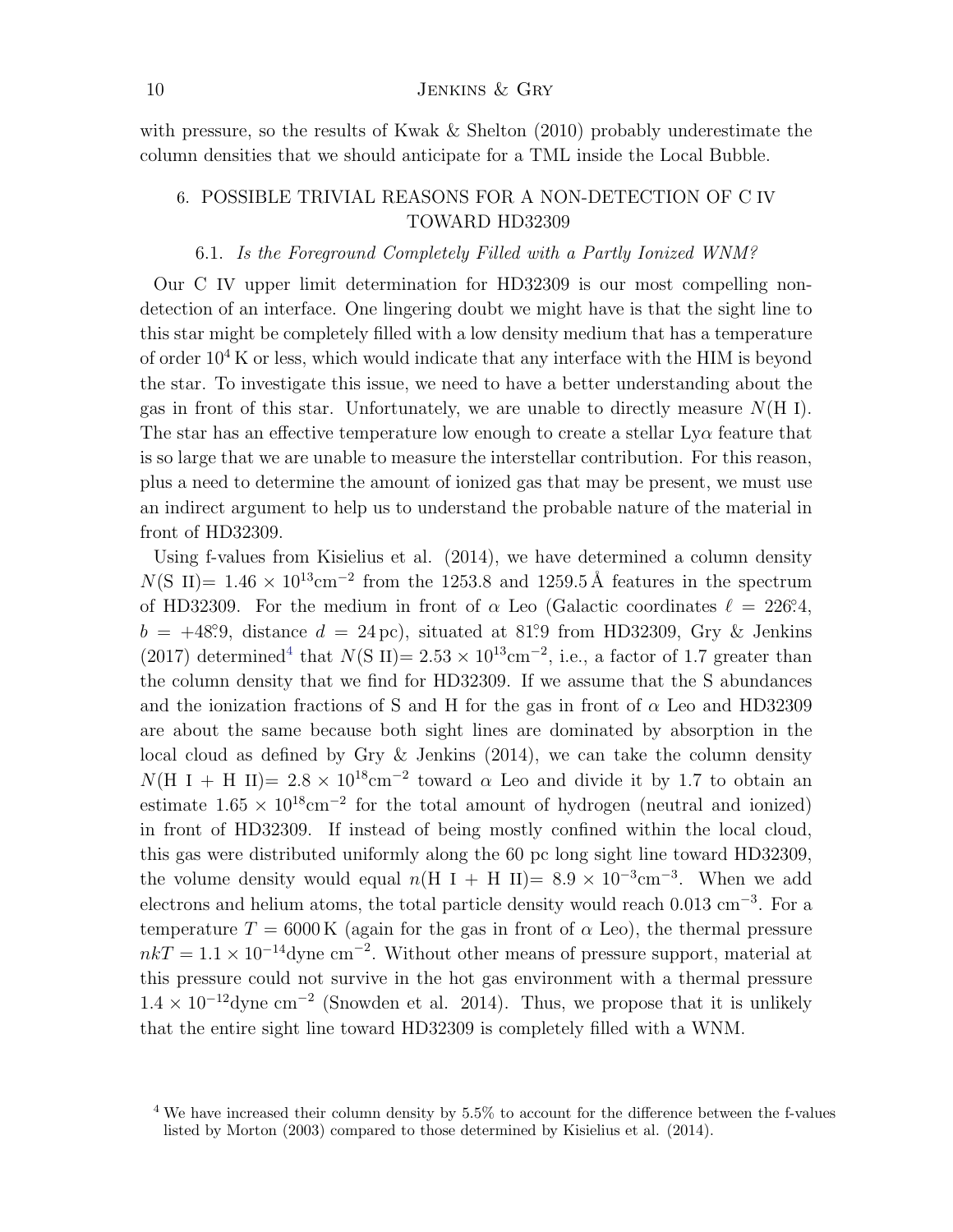with pressure, so the results of Kwak & Shelton (2010) probably underestimate the column densities that we should anticipate for a TML inside the Local Bubble.

## 6. POSSIBLE TRIVIAL REASONS FOR A NON-DETECTION OF C IV TOWARD HD32309

### 6.1. *Is the Foreground Completely Filled with a Partly Ionized WNM?*

Our C IV upper limit determination for HD32309 is our most compelling non-detection of an interface. One lingering doubt we might have is that the sight line to this star might be completely filled with a low density medium that has a temperature of order $10^4$ K or less, which would indicate that any interface with the HIM is beyond the star. To investigate this issue, we need to have a better understanding about the gas in front of this star. Unfortunately, we are unable to directly measure $N$(H I). The star has an effective temperature low enough to create a stellar Ly$\alpha$ feature that is so large that we are unable to measure the interstellar contribution. For this reason, plus a need to determine the amount of ionized gas that may be present, we must use an indirect argument to help us to understand the probable nature of the material in front of HD32309.

Using f-values from Kisielius et al. (2014), we have determined a column density $N$(S II)$= 1.46 \times 10^{13}\text{cm}^{-2}$ from the 1253.8 and 1259.5 Å features in the spectrum of HD32309. For the medium in front of $\alpha$ Leo (Galactic coordinates $\ell = 226\overset{\circ}{.}4$, $b = +48\overset{\circ}{.}9$, distance $d = 24\,$pc), situated at $81\overset{\circ}{.}9$ from HD32309, Gry & Jenkins (2017) determined[4] that $N$(S II)$= 2.53 \times 10^{13}\text{cm}^{-2}$, i.e., a factor of 1.7 greater than the column density that we find for HD32309. If we assume that the S abundances and the ionization fractions of S and H for the gas in front of $\alpha$ Leo and HD32309 are about the same because both sight lines are dominated by absorption in the local cloud as defined by Gry & Jenkins (2014), we can take the column density $N$(H I + H II)$= 2.8 \times 10^{18}\text{cm}^{-2}$ toward $\alpha$ Leo and divide it by 1.7 to obtain an estimate $1.65 \times 10^{18}\text{cm}^{-2}$ for the total amount of hydrogen (neutral and ionized) in front of HD32309. If instead of being mostly confined within the local cloud, this gas were distributed uniformly along the 60 pc long sight line toward HD32309, the volume density would equal $n$(H I + H II)$= 8.9 \times 10^{-3}\text{cm}^{-3}$. When we add electrons and helium atoms, the total particle density would reach 0.013 cm$^{-3}$. For a temperature $T = 6000\,$K (again for the gas in front of $\alpha$ Leo), the thermal pressure $nkT = 1.1 \times 10^{-14}\text{dyne cm}^{-2}$. Without other means of pressure support, material at this pressure could not survive in the hot gas environment with a thermal pressure $1.4 \times 10^{-12}\text{dyne cm}^{-2}$ (Snowden et al. 2014). Thus, we propose that it is unlikely that the entire sight line toward HD32309 is completely filled with a WNM.

[4] We have increased their column density by 5.5% to account for the difference between the f-values listed by Morton (2003) compared to those determined by Kisielius et al. (2014).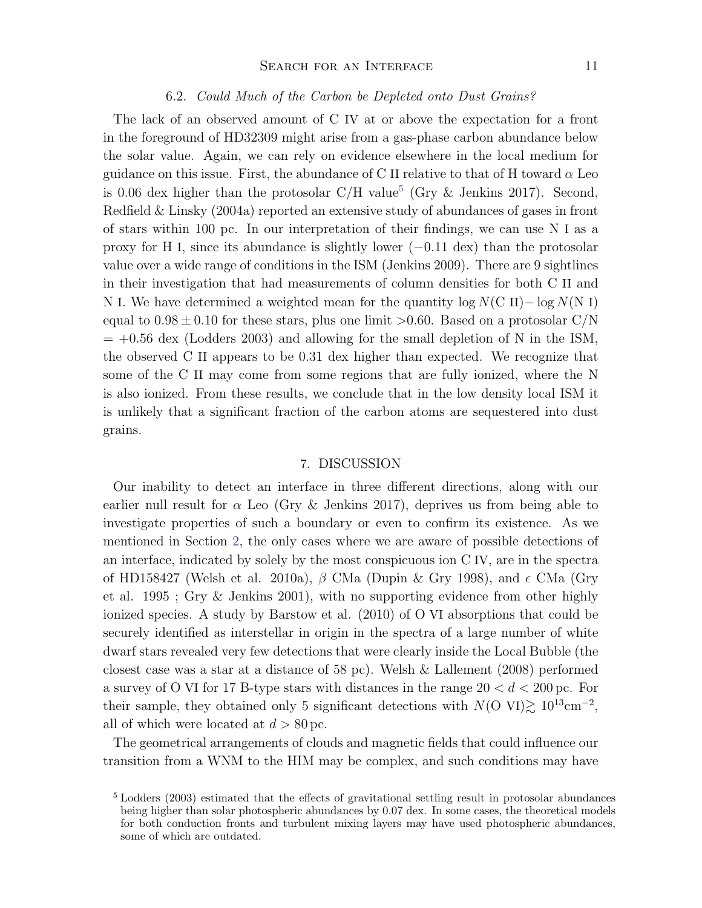### 6.2. *Could Much of the Carbon be Depleted onto Dust Grains?*

The lack of an observed amount of C IV at or above the expectation for a front in the foreground of HD32309 might arise from a gas-phase carbon abundance below the solar value. Again, we can rely on evidence elsewhere in the local medium for guidance on this issue. First, the abundance of C II relative to that of H toward $\alpha$ Leo is 0.06 dex higher than the protosolar C/H value[5] (Gry & Jenkins 2017). Second, Redfield & Linsky (2004a) reported an extensive study of abundances of gases in front of stars within 100 pc. In our interpretation of their findings, we can use N I as a proxy for H I, since its abundance is slightly lower ($-0.11$ dex) than the protosolar value over a wide range of conditions in the ISM (Jenkins 2009). There are 9 sightlines in their investigation that had measurements of column densities for both C II and N I. We have determined a weighted mean for the quantity $\log N(\text{C II}) - \log N(\text{N I})$ equal to $0.98 \pm 0.10$ for these stars, plus one limit $>0.60$. Based on a protosolar C/N $= +0.56$ dex (Lodders 2003) and allowing for the small depletion of N in the ISM, the observed C II appears to be 0.31 dex higher than expected. We recognize that some of the C II may come from some regions that are fully ionized, where the N is also ionized. From these results, we conclude that in the low density local ISM it is unlikely that a significant fraction of the carbon atoms are sequestered into dust grains.

## 7. DISCUSSION

Our inability to detect an interface in three different directions, along with our earlier null result for $\alpha$ Leo (Gry & Jenkins 2017), deprives us from being able to investigate properties of such a boundary or even to confirm its existence. As we mentioned in Section 2, the only cases where we are aware of possible detections of an interface, indicated by solely by the most conspicuous ion C IV, are in the spectra of HD158427 (Welsh et al. 2010a), $\beta$ CMa (Dupin & Gry 1998), and $\epsilon$ CMa (Gry et al. 1995 ; Gry & Jenkins 2001), with no supporting evidence from other highly ionized species. A study by Barstow et al. (2010) of O VI absorptions that could be securely identified as interstellar in origin in the spectra of a large number of white dwarf stars revealed very few detections that were clearly inside the Local Bubble (the closest case was a star at a distance of 58 pc). Welsh & Lallement (2008) performed a survey of O VI for 17 B-type stars with distances in the range $20 < d < 200$ pc. For their sample, they obtained only 5 significant detections with $N(\text{O VI}) \gtrsim 10^{13}\text{cm}^{-2}$, all of which were located at $d > 80$ pc.

The geometrical arrangements of clouds and magnetic fields that could influence our transition from a WNM to the HIM may be complex, and such conditions may have

[5] Lodders (2003) estimated that the effects of gravitational settling result in protosolar abundances being higher than solar photospheric abundances by 0.07 dex. In some cases, the theoretical models for both conduction fronts and turbulent mixing layers may have used photospheric abundances, some of which are outdated.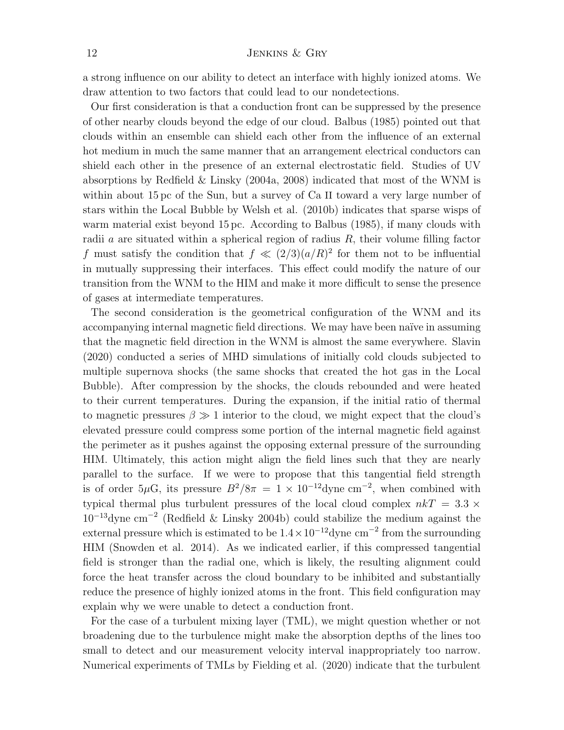a strong influence on our ability to detect an interface with highly ionized atoms. We draw attention to two factors that could lead to our nondetections.

Our first consideration is that a conduction front can be suppressed by the presence of other nearby clouds beyond the edge of our cloud. Balbus (1985) pointed out that clouds within an ensemble can shield each other from the influence of an external hot medium in much the same manner that an arrangement electrical conductors can shield each other in the presence of an external electrostatic field. Studies of UV absorptions by Redfield & Linsky (2004a, 2008) indicated that most of the WNM is within about 15 pc of the Sun, but a survey of Ca II toward a very large number of stars within the Local Bubble by Welsh et al. (2010b) indicates that sparse wisps of warm material exist beyond 15 pc. According to Balbus (1985), if many clouds with radii $a$ are situated within a spherical region of radius $R$, their volume filling factor $f$ must satisfy the condition that $f \ll (2/3)(a/R)^2$ for them not to be influential in mutually suppressing their interfaces. This effect could modify the nature of our transition from the WNM to the HIM and make it more difficult to sense the presence of gases at intermediate temperatures.

The second consideration is the geometrical configuration of the WNM and its accompanying internal magnetic field directions. We may have been naïve in assuming that the magnetic field direction in the WNM is almost the same everywhere. Slavin (2020) conducted a series of MHD simulations of initially cold clouds subjected to multiple supernova shocks (the same shocks that created the hot gas in the Local Bubble). After compression by the shocks, the clouds rebounded and were heated to their current temperatures. During the expansion, if the initial ratio of thermal to magnetic pressures $\beta \gg 1$ interior to the cloud, we might expect that the cloud's elevated pressure could compress some portion of the internal magnetic field against the perimeter as it pushes against the opposing external pressure of the surrounding HIM. Ultimately, this action might align the field lines such that they are nearly parallel to the surface. If we were to propose that this tangential field strength is of order $5\mu$G, its pressure $B^2/8\pi = 1 \times 10^{-12}$dyne cm$^{-2}$, when combined with typical thermal plus turbulent pressures of the local cloud complex $nkT = 3.3 \times 10^{-13}$dyne cm$^{-2}$ (Redfield & Linsky 2004b) could stabilize the medium against the external pressure which is estimated to be $1.4 \times 10^{-12}$dyne cm$^{-2}$ from the surrounding HIM (Snowden et al. 2014). As we indicated earlier, if this compressed tangential field is stronger than the radial one, which is likely, the resulting alignment could force the heat transfer across the cloud boundary to be inhibited and substantially reduce the presence of highly ionized atoms in the front. This field configuration may explain why we were unable to detect a conduction front.

For the case of a turbulent mixing layer (TML), we might question whether or not broadening due to the turbulence might make the absorption depths of the lines too small to detect and our measurement velocity interval inappropriately too narrow. Numerical experiments of TMLs by Fielding et al. (2020) indicate that the turbulent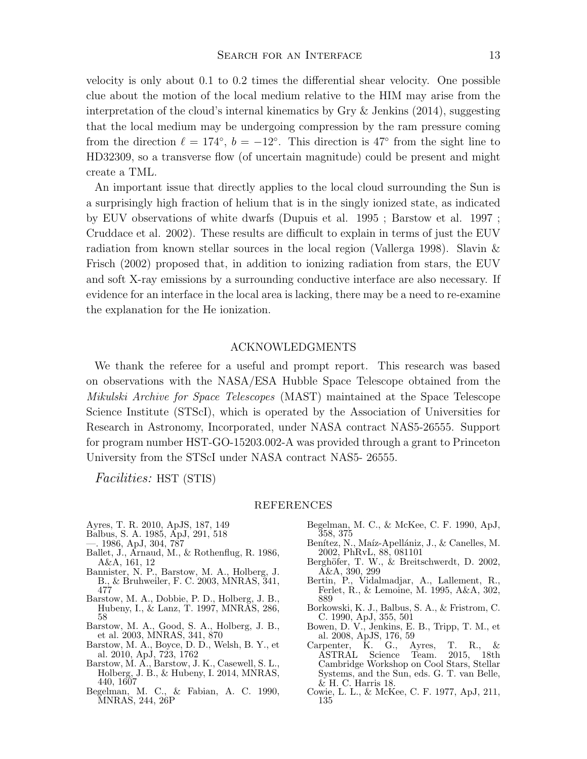velocity is only about 0.1 to 0.2 times the differential shear velocity. One possible clue about the motion of the local medium relative to the HIM may arise from the interpretation of the cloud's internal kinematics by Gry & Jenkins (2014), suggesting that the local medium may be undergoing compression by the ram pressure coming from the direction $\ell = 174°$, $b = -12°$. This direction is 47° from the sight line to HD32309, so a transverse flow (of uncertain magnitude) could be present and might create a TML.

An important issue that directly applies to the local cloud surrounding the Sun is a surprisingly high fraction of helium that is in the singly ionized state, as indicated by EUV observations of white dwarfs (Dupuis et al. 1995 ; Barstow et al. 1997 ; Cruddace et al. 2002). These results are difficult to explain in terms of just the EUV radiation from known stellar sources in the local region (Vallerga 1998). Slavin & Frisch (2002) proposed that, in addition to ionizing radiation from stars, the EUV and soft X-ray emissions by a surrounding conductive interface are also necessary. If evidence for an interface in the local area is lacking, there may be a need to re-examine the explanation for the He ionization.

## ACKNOWLEDGMENTS

We thank the referee for a useful and prompt report. This research was based on observations with the NASA/ESA Hubble Space Telescope obtained from the *Mikulski Archive for Space Telescopes* (MAST) maintained at the Space Telescope Science Institute (STScI), which is operated by the Association of Universities for Research in Astronomy, Incorporated, under NASA contract NAS5-26555. Support for program number HST-GO-15203.002-A was provided through a grant to Princeton University from the STScI under NASA contract NAS5- 26555.

*Facilities:* HST (STIS)

## REFERENCES

Ayres, T. R. 2010, ApJS, 187, 149
Balbus, S. A. 1985, ApJ, 291, 518
—. 1986, ApJ, 304, 787
Ballet, J., Arnaud, M., & Rothenflug, R. 1986, A&A, 161, 12
Bannister, N. P., Barstow, M. A., Holberg, J. B., & Bruhweiler, F. C. 2003, MNRAS, 341, 477
Barstow, M. A., Dobbie, P. D., Holberg, J. B., Hubeny, I., & Lanz, T. 1997, MNRAS, 286, 58
Barstow, M. A., Good, S. A., Holberg, J. B., et al. 2003, MNRAS, 341, 870
Barstow, M. A., Boyce, D. D., Welsh, B. Y., et al. 2010, ApJ, 723, 1762
Barstow, M. A., Barstow, J. K., Casewell, S. L., Holberg, J. B., & Hubeny, I. 2014, MNRAS, 440, 1607
Begelman, M. C., & Fabian, A. C. 1990, MNRAS, 244, 26P
Begelman, M. C., & McKee, C. F. 1990, ApJ, 358, 375
Benítez, N., Maíz-Apellániz, J., & Canelles, M. 2002, PhRvL, 88, 081101
Berghöfer, T. W., & Breitschwerdt, D. 2002, A&A, 390, 299
Bertin, P., Vidalmadjar, A., Lallement, R., Ferlet, R., & Lemoine, M. 1995, A&A, 302, 889
Borkowski, K. J., Balbus, S. A., & Fristrom, C. C. 1990, ApJ, 355, 501
Bowen, D. V., Jenkins, E. B., Tripp, T. M., et al. 2008, ApJS, 176, 59
Carpenter, K. G., Ayres, T. R., & ASTRAL Science Team. 2015, 18th Cambridge Workshop on Cool Stars, Stellar Systems, and the Sun, eds. G. T. van Belle, & H. C. Harris 18.
Cowie, L. L., & McKee, C. F. 1977, ApJ, 211, 135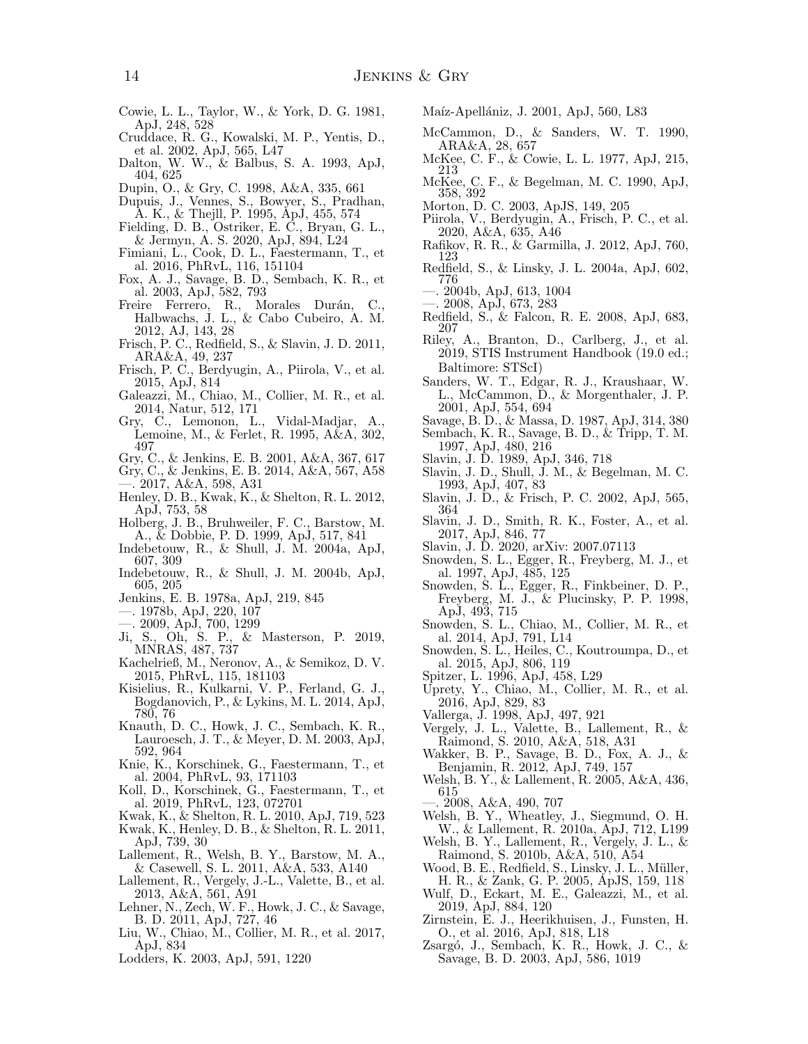Cowie, L. L., Taylor, W., & York, D. G. 1981, ApJ, 248, 528

Cruddace, R. G., Kowalski, M. P., Yentis, D., et al. 2002, ApJ, 565, L47

Dalton, W. W., & Balbus, S. A. 1993, ApJ, 404, 625

Dupin, O., & Gry, C. 1998, A&A, 335, 661

Dupuis, J., Vennes, S., Bowyer, S., Pradhan, A. K., & Thejll, P. 1995, ApJ, 455, 574

Fielding, D. B., Ostriker, E. C., Bryan, G. L., & Jermyn, A. S. 2020, ApJ, 894, L24

Fimiani, L., Cook, D. L., Faestermann, T., et al. 2016, PhRvL, 116, 151104

Fox, A. J., Savage, B. D., Sembach, K. R., et al. 2003, ApJ, 582, 793

Freire Ferrero, R., Morales Durán, C., Halbwachs, J. L., & Cabo Cubeiro, A. M. 2012, AJ, 143, 28

Frisch, P. C., Redfield, S., & Slavin, J. D. 2011, ARA&A, 49, 237

Frisch, P. C., Berdyugin, A., Piirola, V., et al. 2015, ApJ, 814

Galeazzi, M., Chiao, M., Collier, M. R., et al. 2014, Natur, 512, 171

Gry, C., Lemonon, L., Vidal-Madjar, A., Lemoine, M., & Ferlet, R. 1995, A&A, 302, 497

Gry, C., & Jenkins, E. B. 2001, A&A, 367, 617

Gry, C., & Jenkins, E. B. 2014, A&A, 567, A58

—. 2017, A&A, 598, A31

Henley, D. B., Kwak, K., & Shelton, R. L. 2012, ApJ, 753, 58

Holberg, J. B., Bruhweiler, F. C., Barstow, M. A., & Dobbie, P. D. 1999, ApJ, 517, 841

Indebetouw, R., & Shull, J. M. 2004a, ApJ, 607, 309

Indebetouw, R., & Shull, J. M. 2004b, ApJ, 605, 205

Jenkins, E. B. 1978a, ApJ, 219, 845

—. 1978b, ApJ, 220, 107

—. 2009, ApJ, 700, 1299

Ji, S., Oh, S. P., & Masterson, P. 2019, MNRAS, 487, 737

Kachelrieß, M., Neronov, A., & Semikoz, D. V. 2015, PhRvL, 115, 181103

Kisielius, R., Kulkarni, V. P., Ferland, G. J., Bogdanovich, P., & Lykins, M. L. 2014, ApJ, 780, 76

Knauth, D. C., Howk, J. C., Sembach, K. R., Lauroesch, J. T., & Meyer, D. M. 2003, ApJ, 592, 964

Knie, K., Korschinek, G., Faestermann, T., et al. 2004, PhRvL, 93, 171103

Koll, D., Korschinek, G., Faestermann, T., et al. 2019, PhRvL, 123, 072701

Kwak, K., & Shelton, R. L. 2010, ApJ, 719, 523

Kwak, K., Henley, D. B., & Shelton, R. L. 2011, ApJ, 739, 30

Lallement, R., Welsh, B. Y., Barstow, M. A., & Casewell, S. L. 2011, A&A, 533, A140

Lallement, R., Vergely, J.-L., Valette, B., et al. 2013, A&A, 561, A91

Lehner, N., Zech, W. F., Howk, J. C., & Savage, B. D. 2011, ApJ, 727, 46

Liu, W., Chiao, M., Collier, M. R., et al. 2017, ApJ, 834

Lodders, K. 2003, ApJ, 591, 1220

Maíz-Apellániz, J. 2001, ApJ, 560, L83

McCammon, D., & Sanders, W. T. 1990, ARA&A, 28, 657

McKee, C. F., & Cowie, L. L. 1977, ApJ, 215, 213

McKee, C. F., & Begelman, M. C. 1990, ApJ, 358, 392

Morton, D. C. 2003, ApJS, 149, 205

Piirola, V., Berdyugin, A., Frisch, P. C., et al. 2020, A&A, 635, A46

Rafikov, R. R., & Garmilla, J. 2012, ApJ, 760, 123

Redfield, S., & Linsky, J. L. 2004a, ApJ, 602, 776

—. 2004b, ApJ, 613, 1004

—. 2008, ApJ, 673, 283

Redfield, S., & Falcon, R. E. 2008, ApJ, 683, 207

Riley, A., Branton, D., Carlberg, J., et al. 2019, STIS Instrument Handbook (19.0 ed.; Baltimore: STScI)

Sanders, W. T., Edgar, R. J., Kraushaar, W. L., McCammon, D., & Morgenthaler, J. P. 2001, ApJ, 554, 694

Savage, B. D., & Massa, D. 1987, ApJ, 314, 380

Sembach, K. R., Savage, B. D., & Tripp, T. M. 1997, ApJ, 480, 216

Slavin, J. D. 1989, ApJ, 346, 718

Slavin, J. D., Shull, J. M., & Begelman, M. C. 1993, ApJ, 407, 83

Slavin, J. D., & Frisch, P. C. 2002, ApJ, 565, 364

Slavin, J. D., Smith, R. K., Foster, A., et al. 2017, ApJ, 846, 77

Slavin, J. D. 2020, arXiv: 2007.07113

Snowden, S. L., Egger, R., Freyberg, M. J., et al. 1997, ApJ, 485, 125

Snowden, S. L., Egger, R., Finkbeiner, D. P., Freyberg, M. J., & Plucinsky, P. P. 1998, ApJ, 493, 715

Snowden, S. L., Chiao, M., Collier, M. R., et al. 2014, ApJ, 791, L14

Snowden, S. L., Heiles, C., Koutroumpa, D., et al. 2015, ApJ, 806, 119

Spitzer, L. 1996, ApJ, 458, L29

Uprety, Y., Chiao, M., Collier, M. R., et al. 2016, ApJ, 829, 83

Vallerga, J. 1998, ApJ, 497, 921

Vergely, J. L., Valette, B., Lallement, R., & Raimond, S. 2010, A&A, 518, A31

Wakker, B. P., Savage, B. D., Fox, A. J., & Benjamin, R. 2012, ApJ, 749, 157

Welsh, B. Y., & Lallement, R. 2005, A&A, 436, 615

—. 2008, A&A, 490, 707

Welsh, B. Y., Wheatley, J., Siegmund, O. H. W., & Lallement, R. 2010a, ApJ, 712, L199

Welsh, B. Y., Lallement, R., Vergely, J. L., & Raimond, S. 2010b, A&A, 510, A54

Wood, B. E., Redfield, S., Linsky, J. L., Müller, H. R., & Zank, G. P. 2005, ApJS, 159, 118

Wulf, D., Eckart, M. E., Galeazzi, M., et al. 2019, ApJ, 884, 120

Zirnstein, E. J., Heerikhuisen, J., Funsten, H. O., et al. 2016, ApJ, 818, L18

Zsargó, J., Sembach, K. R., Howk, J. C., & Savage, B. D. 2003, ApJ, 586, 1019